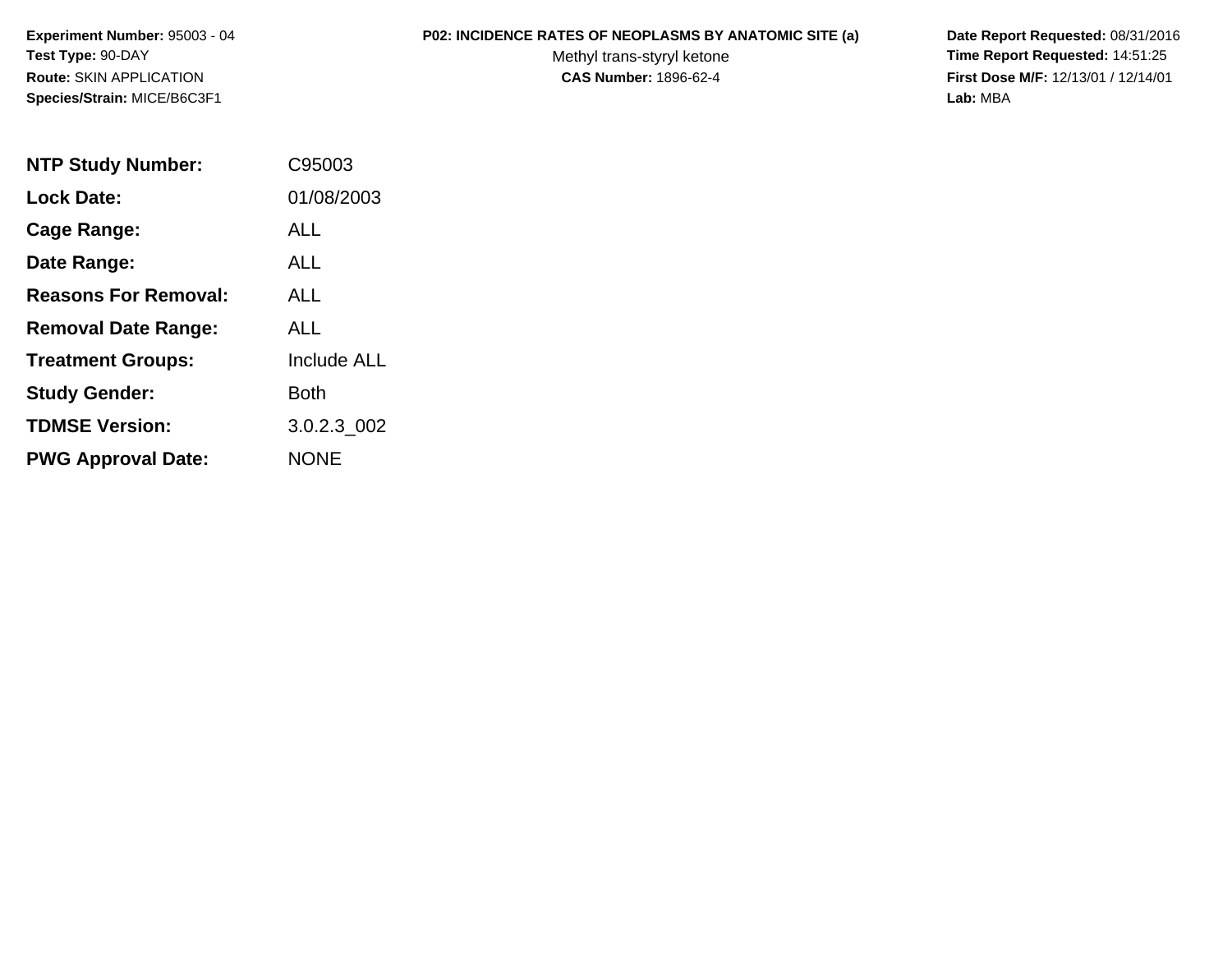**Experiment Number:** 95003 - 04
**Test Type:** 90-DAY
**Route:** SKIN APPLICATION
**Species/Strain:** MICE/B6C3F1

**P02: INCIDENCE RATES OF NEOPLASMS BY ANATOMIC SITE (a)**
Methyl trans-styryl ketone
**CAS Number:** 1896-62-4

**Date Report Requested:** 08/31/2016
**Time Report Requested:** 14:51:25
**First Dose M/F:** 12/13/01 / 12/14/01
**Lab:** MBA

| | |
|---|---|
| **NTP Study Number:** | C95003 |
| **Lock Date:** | 01/08/2003 |
| **Cage Range:** | ALL |
| **Date Range:** | ALL |
| **Reasons For Removal:** | ALL |
| **Removal Date Range:** | ALL |
| **Treatment Groups:** | Include ALL |
| **Study Gender:** | Both |
| **TDMSE Version:** | 3.0.2.3_002 |
| **PWG Approval Date:** | NONE |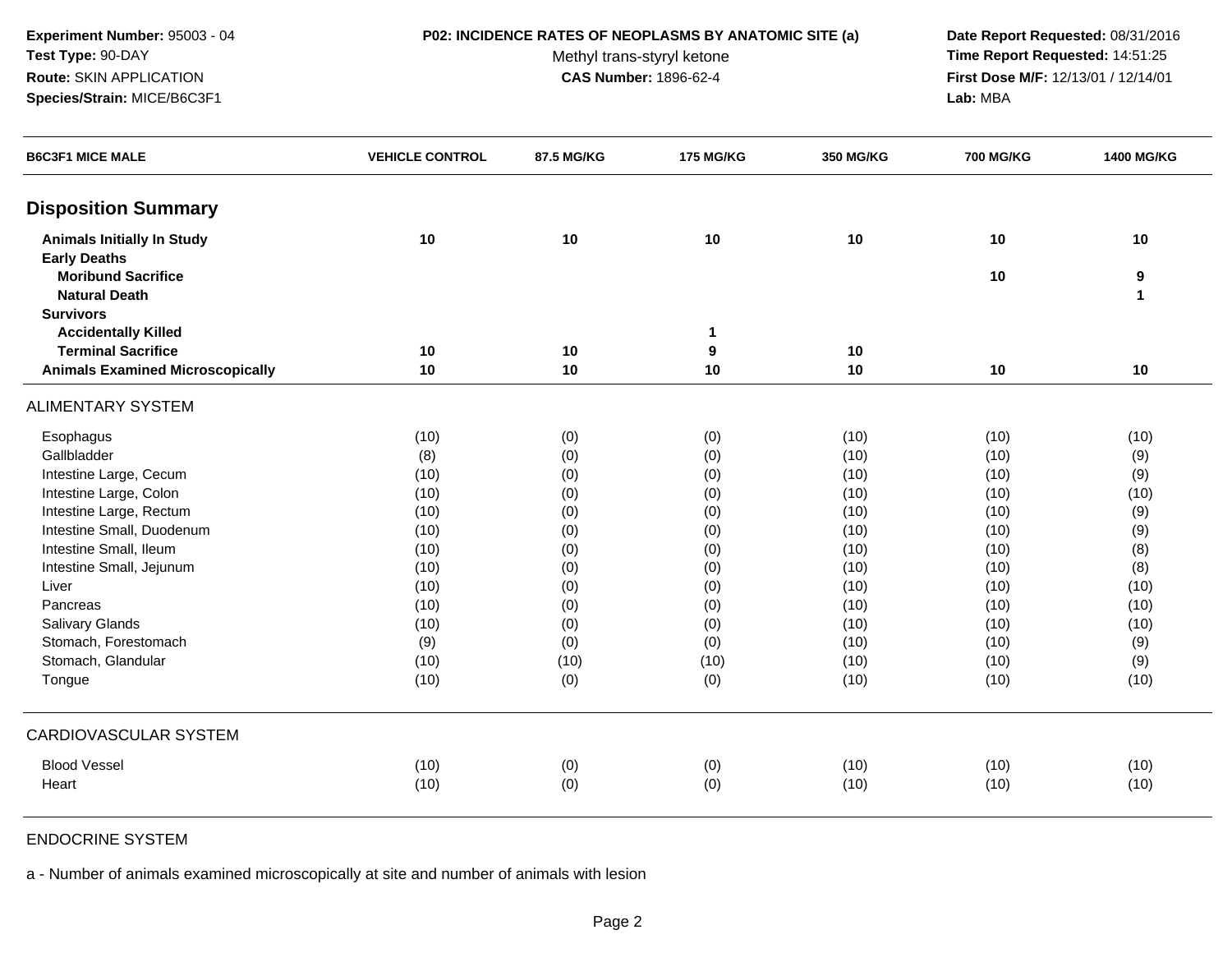**Experiment Number:** 95003 - 04
**Test Type:** 90-DAY
**Route:** SKIN APPLICATION
**Species/Strain:** MICE/B6C3F1

**P02: INCIDENCE RATES OF NEOPLASMS BY ANATOMIC SITE (a)**
Methyl trans-styryl ketone
**CAS Number:** 1896-62-4

**Date Report Requested:** 08/31/2016
**Time Report Requested:** 14:51:25
**First Dose M/F:** 12/13/01 / 12/14/01
**Lab:** MBA

| B6C3F1 MICE MALE | VEHICLE CONTROL | 87.5 MG/KG | 175 MG/KG | 350 MG/KG | 700 MG/KG | 1400 MG/KG |
|---|---|---|---|---|---|---|
| **Disposition Summary** | | | | | | |
| **Animals Initially In Study** | **10** | **10** | **10** | **10** | **10** | **10** |
| **Early Deaths** | | | | | | |
| **Moribund Sacrifice** | | | | | **10** | **9** |
| **Natural Death** | | | | | | **1** |
| **Survivors** | | | | | | |
| **Accidentally Killed** | | | **1** | | | |
| **Terminal Sacrifice** | **10** | **10** | **9** | **10** | | |
| **Animals Examined Microscopically** | **10** | **10** | **10** | **10** | **10** | **10** |
| ALIMENTARY SYSTEM | | | | | | |
| Esophagus | (10) | (0) | (0) | (10) | (10) | (10) |
| Gallbladder | (8) | (0) | (0) | (10) | (10) | (9) |
| Intestine Large, Cecum | (10) | (0) | (0) | (10) | (10) | (9) |
| Intestine Large, Colon | (10) | (0) | (0) | (10) | (10) | (10) |
| Intestine Large, Rectum | (10) | (0) | (0) | (10) | (10) | (9) |
| Intestine Small, Duodenum | (10) | (0) | (0) | (10) | (10) | (9) |
| Intestine Small, Ileum | (10) | (0) | (0) | (10) | (10) | (8) |
| Intestine Small, Jejunum | (10) | (0) | (0) | (10) | (10) | (8) |
| Liver | (10) | (0) | (0) | (10) | (10) | (10) |
| Pancreas | (10) | (0) | (0) | (10) | (10) | (10) |
| Salivary Glands | (10) | (0) | (0) | (10) | (10) | (10) |
| Stomach, Forestomach | (9) | (0) | (0) | (10) | (10) | (9) |
| Stomach, Glandular | (10) | (10) | (10) | (10) | (10) | (9) |
| Tongue | (10) | (0) | (0) | (10) | (10) | (10) |
| CARDIOVASCULAR SYSTEM | | | | | | |
| Blood Vessel | (10) | (0) | (0) | (10) | (10) | (10) |
| Heart | (10) | (0) | (0) | (10) | (10) | (10) |
| ENDOCRINE SYSTEM | | | | | | |

a - Number of animals examined microscopically at site and number of animals with lesion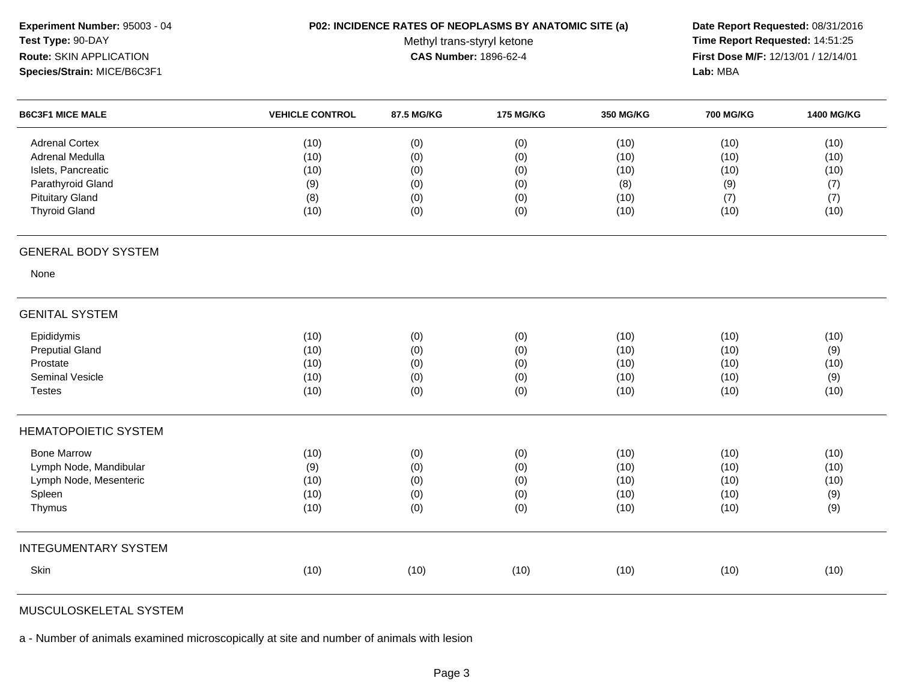**Experiment Number:** 95003 - 04
**Test Type:** 90-DAY
**Route:** SKIN APPLICATION
**Species/Strain:** MICE/B6C3F1

**P02: INCIDENCE RATES OF NEOPLASMS BY ANATOMIC SITE (a)**
Methyl trans-styryl ketone
**CAS Number:** 1896-62-4

**Date Report Requested:** 08/31/2016
**Time Report Requested:** 14:51:25
**First Dose M/F:** 12/13/01 / 12/14/01
**Lab:** MBA

| B6C3F1 MICE MALE | VEHICLE CONTROL | 87.5 MG/KG | 175 MG/KG | 350 MG/KG | 700 MG/KG | 1400 MG/KG |
|---|---|---|---|---|---|---|
| Adrenal Cortex | (10) | (0) | (0) | (10) | (10) | (10) |
| Adrenal Medulla | (10) | (0) | (0) | (10) | (10) | (10) |
| Islets, Pancreatic | (10) | (0) | (0) | (10) | (10) | (10) |
| Parathyroid Gland | (9) | (0) | (0) | (8) | (9) | (7) |
| Pituitary Gland | (8) | (0) | (0) | (10) | (7) | (7) |
| Thyroid Gland | (10) | (0) | (0) | (10) | (10) | (10) |
| **GENERAL BODY SYSTEM** | | | | | | |
| None | | | | | | |
| **GENITAL SYSTEM** | | | | | | |
| Epididymis | (10) | (0) | (0) | (10) | (10) | (10) |
| Preputial Gland | (10) | (0) | (0) | (10) | (10) | (9) |
| Prostate | (10) | (0) | (0) | (10) | (10) | (10) |
| Seminal Vesicle | (10) | (0) | (0) | (10) | (10) | (9) |
| Testes | (10) | (0) | (0) | (10) | (10) | (10) |
| **HEMATOPOIETIC SYSTEM** | | | | | | |
| Bone Marrow | (10) | (0) | (0) | (10) | (10) | (10) |
| Lymph Node, Mandibular | (9) | (0) | (0) | (10) | (10) | (10) |
| Lymph Node, Mesenteric | (10) | (0) | (0) | (10) | (10) | (10) |
| Spleen | (10) | (0) | (0) | (10) | (10) | (9) |
| Thymus | (10) | (0) | (0) | (10) | (10) | (9) |
| **INTEGUMENTARY SYSTEM** | | | | | | |
| Skin | (10) | (10) | (10) | (10) | (10) | (10) |
| **MUSCULOSKELETAL SYSTEM** | | | | | | |

a - Number of animals examined microscopically at site and number of animals with lesion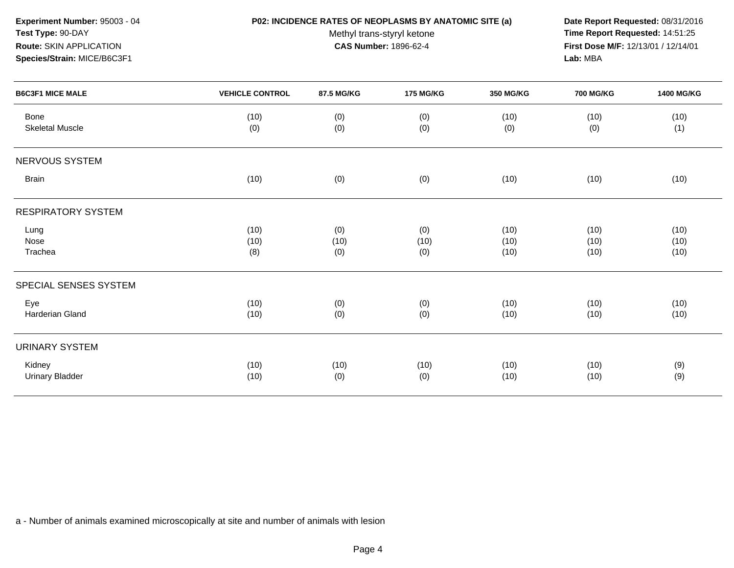**Experiment Number:** 95003 - 04
**Test Type:** 90-DAY
**Route:** SKIN APPLICATION
**Species/Strain:** MICE/B6C3F1

**P02: INCIDENCE RATES OF NEOPLASMS BY ANATOMIC SITE (a)**
Methyl trans-styryl ketone
**CAS Number:** 1896-62-4

**Date Report Requested:** 08/31/2016
**Time Report Requested:** 14:51:25
**First Dose M/F:** 12/13/01 / 12/14/01
**Lab:** MBA

| B6C3F1 MICE MALE | VEHICLE CONTROL | 87.5 MG/KG | 175 MG/KG | 350 MG/KG | 700 MG/KG | 1400 MG/KG |
|---|---|---|---|---|---|---|
| Bone | (10) | (0) | (0) | (10) | (10) | (10) |
| Skeletal Muscle | (0) | (0) | (0) | (0) | (0) | (1) |
| **NERVOUS SYSTEM** | | | | | | |
| Brain | (10) | (0) | (0) | (10) | (10) | (10) |
| **RESPIRATORY SYSTEM** | | | | | | |
| Lung | (10) | (0) | (0) | (10) | (10) | (10) |
| Nose | (10) | (10) | (10) | (10) | (10) | (10) |
| Trachea | (8) | (0) | (0) | (10) | (10) | (10) |
| **SPECIAL SENSES SYSTEM** | | | | | | |
| Eye | (10) | (0) | (0) | (10) | (10) | (10) |
| Harderian Gland | (10) | (0) | (0) | (10) | (10) | (10) |
| **URINARY SYSTEM** | | | | | | |
| Kidney | (10) | (10) | (10) | (10) | (10) | (9) |
| Urinary Bladder | (10) | (0) | (0) | (10) | (10) | (9) |

a - Number of animals examined microscopically at site and number of animals with lesion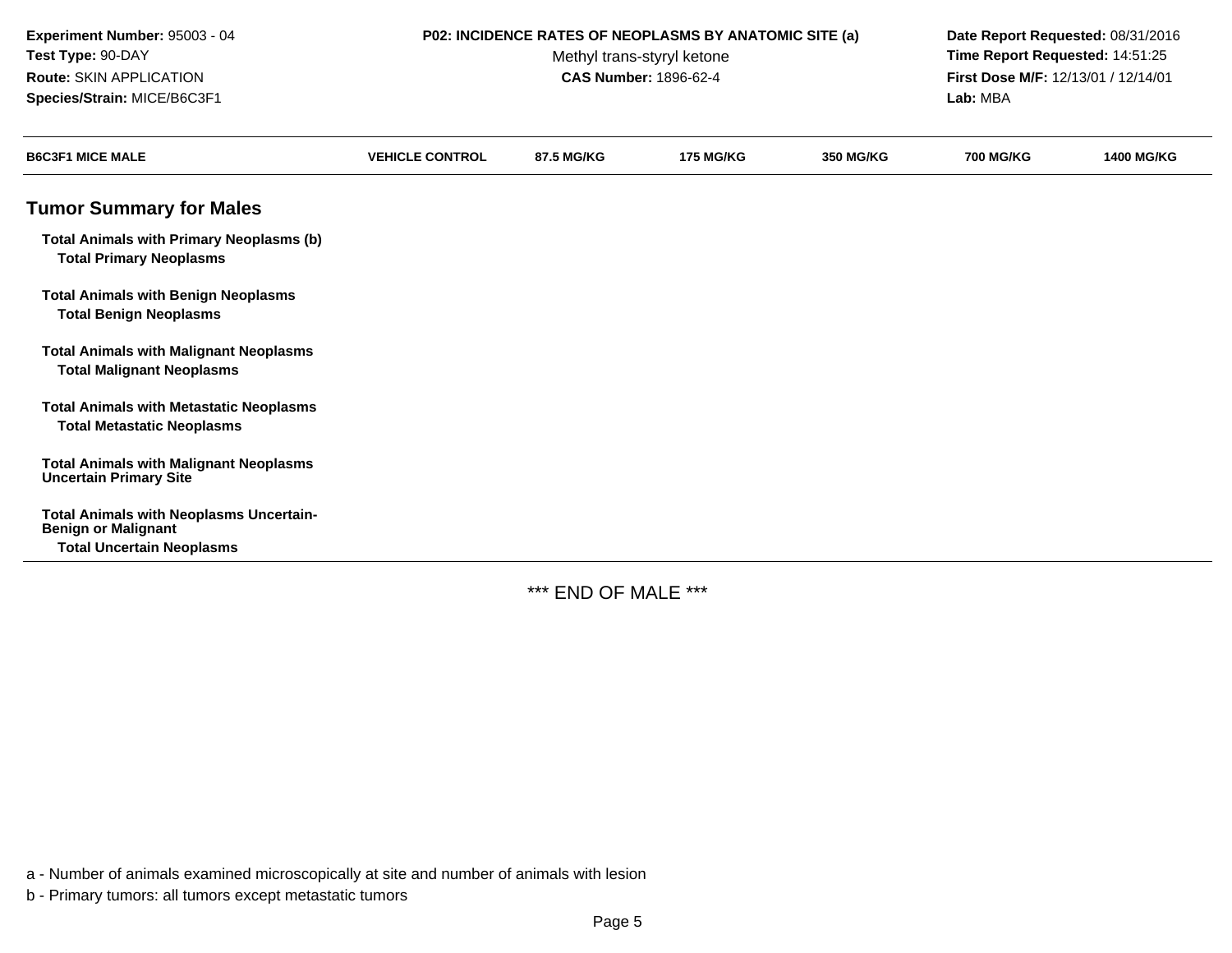**Experiment Number:** 95003 - 04
**Test Type:** 90-DAY
**Route:** SKIN APPLICATION
**Species/Strain:** MICE/B6C3F1

**P02: INCIDENCE RATES OF NEOPLASMS BY ANATOMIC SITE (a)**
Methyl trans-styryl ketone
**CAS Number:** 1896-62-4

**Date Report Requested:** 08/31/2016
**Time Report Requested:** 14:51:25
**First Dose M/F:** 12/13/01 / 12/14/01
**Lab:** MBA

| B6C3F1 MICE MALE | VEHICLE CONTROL | 87.5 MG/KG | 175 MG/KG | 350 MG/KG | 700 MG/KG | 1400 MG/KG |
|---|---|---|---|---|---|---|
| **Tumor Summary for Males** | | | | | | |
| **Total Animals with Primary Neoplasms (b)** | | | | | | |
| **Total Primary Neoplasms** | | | | | | |
| **Total Animals with Benign Neoplasms** | | | | | | |
| **Total Benign Neoplasms** | | | | | | |
| **Total Animals with Malignant Neoplasms** | | | | | | |
| **Total Malignant Neoplasms** | | | | | | |
| **Total Animals with Metastatic Neoplasms** | | | | | | |
| **Total Metastatic Neoplasms** | | | | | | |
| **Total Animals with Malignant Neoplasms Uncertain Primary Site** | | | | | | |
| **Total Animals with Neoplasms Uncertain-Benign or Malignant** | | | | | | |
| **Total Uncertain Neoplasms** | | | | | | |

*** END OF MALE ***

a - Number of animals examined microscopically at site and number of animals with lesion

b - Primary tumors: all tumors except metastatic tumors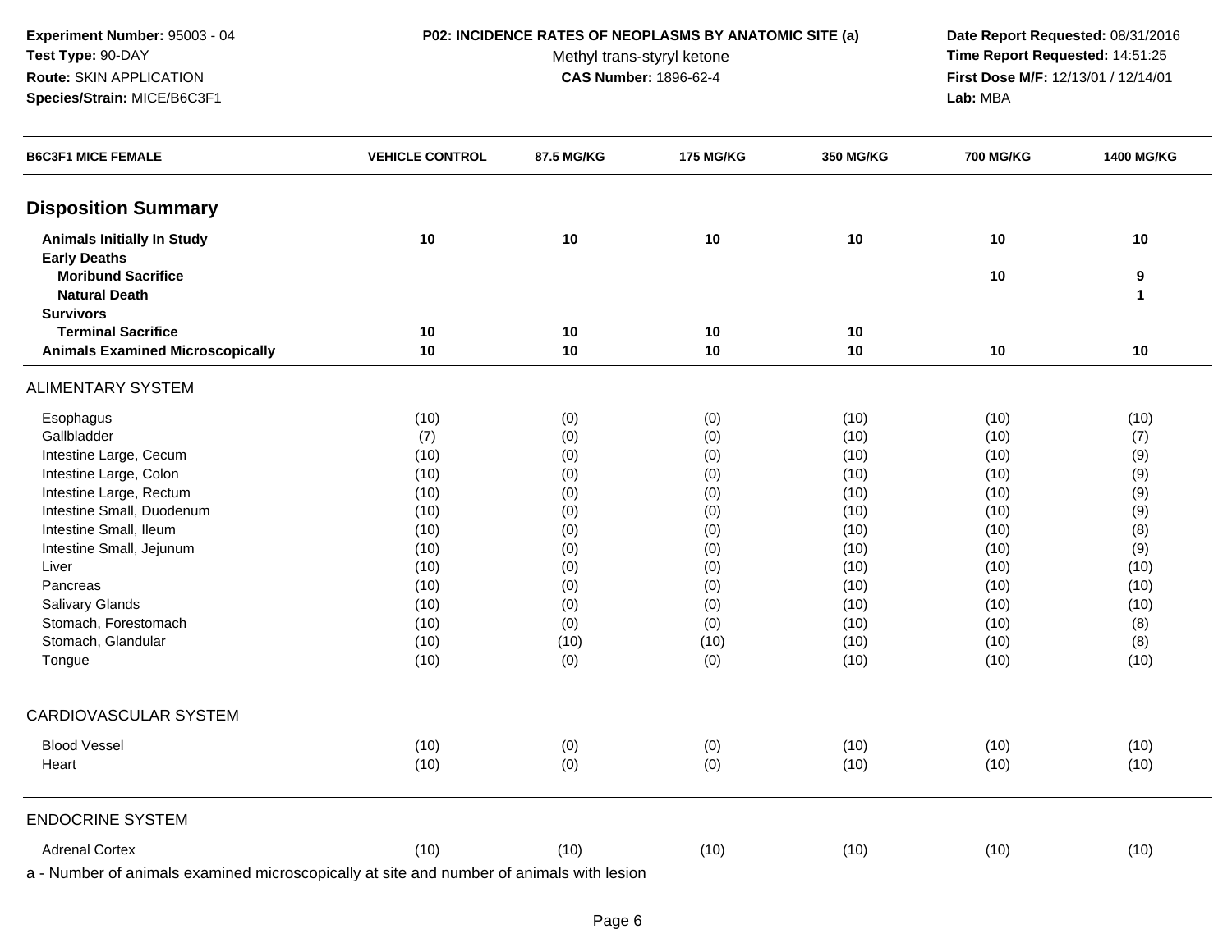**Experiment Number:** 95003 - 04
**Test Type:** 90-DAY
**Route:** SKIN APPLICATION
**Species/Strain:** MICE/B6C3F1

**P02: INCIDENCE RATES OF NEOPLASMS BY ANATOMIC SITE (a)**
Methyl trans-styryl ketone
**CAS Number:** 1896-62-4

**Date Report Requested:** 08/31/2016
**Time Report Requested:** 14:51:25
**First Dose M/F:** 12/13/01 / 12/14/01
**Lab:** MBA

| B6C3F1 MICE FEMALE | VEHICLE CONTROL | 87.5 MG/KG | 175 MG/KG | 350 MG/KG | 700 MG/KG | 1400 MG/KG |
|---|---|---|---|---|---|---|
| **Disposition Summary** | | | | | | |
| **Animals Initially In Study** | **10** | **10** | **10** | **10** | **10** | **10** |
| **Early Deaths** | | | | | | |
| **Moribund Sacrifice** | | | | | **10** | **9** |
| **Natural Death** | | | | | | **1** |
| **Survivors** | | | | | | |
| **Terminal Sacrifice** | **10** | **10** | **10** | **10** | | |
| **Animals Examined Microscopically** | **10** | **10** | **10** | **10** | **10** | **10** |
| ALIMENTARY SYSTEM | | | | | | |
| Esophagus | (10) | (0) | (0) | (10) | (10) | (10) |
| Gallbladder | (7) | (0) | (0) | (10) | (10) | (7) |
| Intestine Large, Cecum | (10) | (0) | (0) | (10) | (10) | (9) |
| Intestine Large, Colon | (10) | (0) | (0) | (10) | (10) | (9) |
| Intestine Large, Rectum | (10) | (0) | (0) | (10) | (10) | (9) |
| Intestine Small, Duodenum | (10) | (0) | (0) | (10) | (10) | (9) |
| Intestine Small, Ileum | (10) | (0) | (0) | (10) | (10) | (8) |
| Intestine Small, Jejunum | (10) | (0) | (0) | (10) | (10) | (9) |
| Liver | (10) | (0) | (0) | (10) | (10) | (10) |
| Pancreas | (10) | (0) | (0) | (10) | (10) | (10) |
| Salivary Glands | (10) | (0) | (0) | (10) | (10) | (10) |
| Stomach, Forestomach | (10) | (0) | (0) | (10) | (10) | (8) |
| Stomach, Glandular | (10) | (10) | (10) | (10) | (10) | (8) |
| Tongue | (10) | (0) | (0) | (10) | (10) | (10) |
| CARDIOVASCULAR SYSTEM | | | | | | |
| Blood Vessel | (10) | (0) | (0) | (10) | (10) | (10) |
| Heart | (10) | (0) | (0) | (10) | (10) | (10) |
| ENDOCRINE SYSTEM | | | | | | |
| Adrenal Cortex | (10) | (10) | (10) | (10) | (10) | (10) |

a - Number of animals examined microscopically at site and number of animals with lesion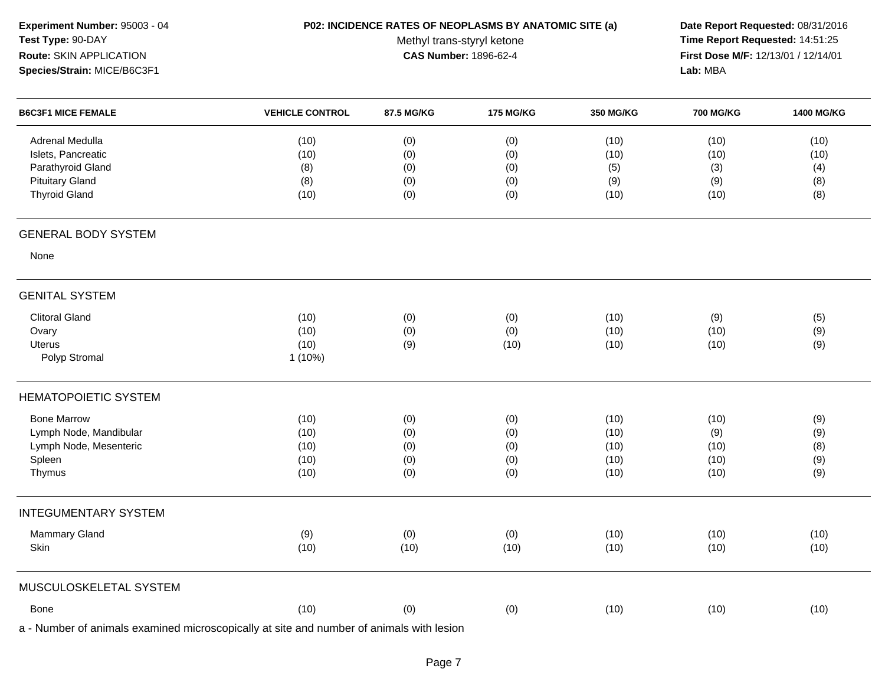**Experiment Number:** 95003 - 04
**Test Type:** 90-DAY
**Route:** SKIN APPLICATION
**Species/Strain:** MICE/B6C3F1

**P02: INCIDENCE RATES OF NEOPLASMS BY ANATOMIC SITE (a)**
Methyl trans-styryl ketone
**CAS Number:** 1896-62-4

**Date Report Requested:** 08/31/2016
**Time Report Requested:** 14:51:25
**First Dose M/F:** 12/13/01 / 12/14/01
**Lab:** MBA

| B6C3F1 MICE FEMALE | VEHICLE CONTROL | 87.5 MG/KG | 175 MG/KG | 350 MG/KG | 700 MG/KG | 1400 MG/KG |
|---|---|---|---|---|---|---|
| Adrenal Medulla | (10) | (0) | (0) | (10) | (10) | (10) |
| Islets, Pancreatic | (10) | (0) | (0) | (10) | (10) | (10) |
| Parathyroid Gland | (8) | (0) | (0) | (5) | (3) | (4) |
| Pituitary Gland | (8) | (0) | (0) | (9) | (9) | (8) |
| Thyroid Gland | (10) | (0) | (0) | (10) | (10) | (8) |
| **GENERAL BODY SYSTEM** | | | | | | |
| None | | | | | | |
| **GENITAL SYSTEM** | | | | | | |
| Clitoral Gland | (10) | (0) | (0) | (10) | (9) | (5) |
| Ovary | (10) | (0) | (0) | (10) | (10) | (9) |
| Uterus | (10) | (9) | (10) | (10) | (10) | (9) |
| Polyp Stromal | 1 (10%) | | | | | |
| **HEMATOPOIETIC SYSTEM** | | | | | | |
| Bone Marrow | (10) | (0) | (0) | (10) | (10) | (9) |
| Lymph Node, Mandibular | (10) | (0) | (0) | (10) | (9) | (9) |
| Lymph Node, Mesenteric | (10) | (0) | (0) | (10) | (10) | (8) |
| Spleen | (10) | (0) | (0) | (10) | (10) | (9) |
| Thymus | (10) | (0) | (0) | (10) | (10) | (9) |
| **INTEGUMENTARY SYSTEM** | | | | | | |
| Mammary Gland | (9) | (0) | (0) | (10) | (10) | (10) |
| Skin | (10) | (10) | (10) | (10) | (10) | (10) |
| **MUSCULOSKELETAL SYSTEM** | | | | | | |
| Bone | (10) | (0) | (0) | (10) | (10) | (10) |

a - Number of animals examined microscopically at site and number of animals with lesion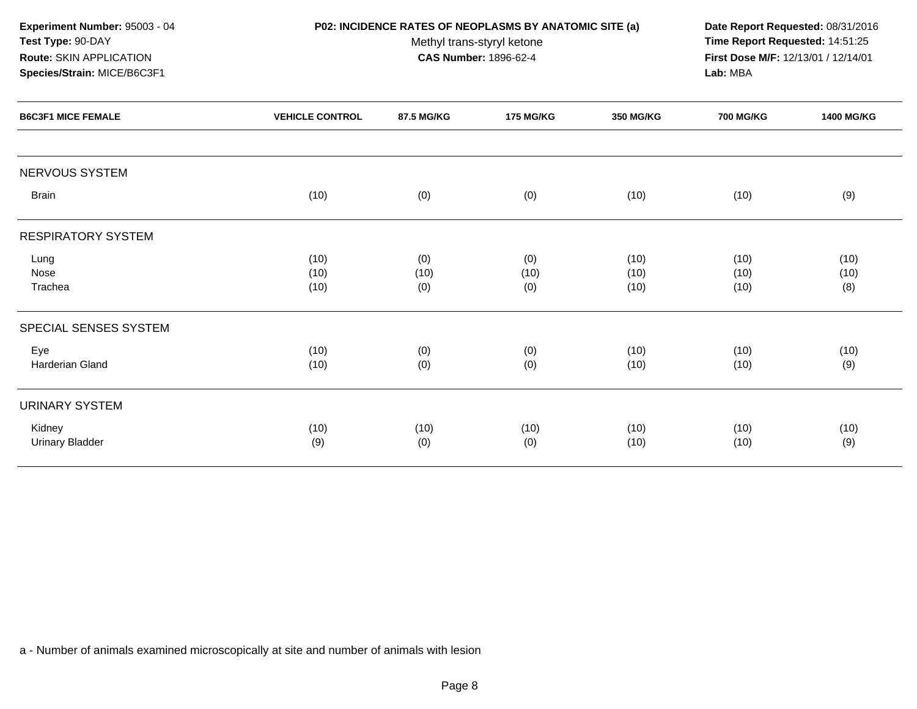**Experiment Number:** 95003 - 04
**Test Type:** 90-DAY
**Route:** SKIN APPLICATION
**Species/Strain:** MICE/B6C3F1

**P02: INCIDENCE RATES OF NEOPLASMS BY ANATOMIC SITE (a)**
Methyl trans-styryl ketone
**CAS Number:** 1896-62-4

**Date Report Requested:** 08/31/2016
**Time Report Requested:** 14:51:25
**First Dose M/F:** 12/13/01 / 12/14/01
**Lab:** MBA

| B6C3F1 MICE FEMALE | VEHICLE CONTROL | 87.5 MG/KG | 175 MG/KG | 350 MG/KG | 700 MG/KG | 1400 MG/KG |
|---|---|---|---|---|---|---|
| NERVOUS SYSTEM | | | | | | |
| Brain | (10) | (0) | (0) | (10) | (10) | (9) |
| RESPIRATORY SYSTEM | | | | | | |
| Lung | (10) | (0) | (0) | (10) | (10) | (10) |
| Nose | (10) | (10) | (10) | (10) | (10) | (10) |
| Trachea | (10) | (0) | (0) | (10) | (10) | (8) |
| SPECIAL SENSES SYSTEM | | | | | | |
| Eye | (10) | (0) | (0) | (10) | (10) | (10) |
| Harderian Gland | (10) | (0) | (0) | (10) | (10) | (9) |
| URINARY SYSTEM | | | | | | |
| Kidney | (10) | (10) | (10) | (10) | (10) | (10) |
| Urinary Bladder | (9) | (0) | (0) | (10) | (10) | (9) |

a - Number of animals examined microscopically at site and number of animals with lesion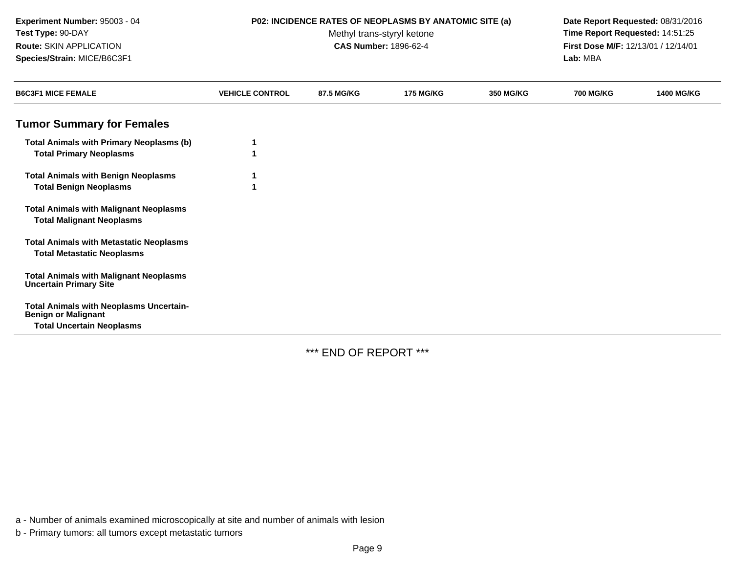**Experiment Number:** 95003 - 04
**Test Type:** 90-DAY
**Route:** SKIN APPLICATION
**Species/Strain:** MICE/B6C3F1

**P02: INCIDENCE RATES OF NEOPLASMS BY ANATOMIC SITE (a)**
Methyl trans-styryl ketone
**CAS Number:** 1896-62-4

**Date Report Requested:** 08/31/2016
**Time Report Requested:** 14:51:25
**First Dose M/F:** 12/13/01 / 12/14/01
**Lab:** MBA

| B6C3F1 MICE FEMALE | VEHICLE CONTROL | 87.5 MG/KG | 175 MG/KG | 350 MG/KG | 700 MG/KG | 1400 MG/KG |
|---|---|---|---|---|---|---|
| **Tumor Summary for Females** | | | | | | |
| **Total Animals with Primary Neoplasms (b)** | 1 | | | | | |
| **Total Primary Neoplasms** | 1 | | | | | |
| **Total Animals with Benign Neoplasms** | 1 | | | | | |
| **Total Benign Neoplasms** | 1 | | | | | |
| **Total Animals with Malignant Neoplasms** | | | | | | |
| **Total Malignant Neoplasms** | | | | | | |
| **Total Animals with Metastatic Neoplasms** | | | | | | |
| **Total Metastatic Neoplasms** | | | | | | |
| **Total Animals with Malignant Neoplasms Uncertain Primary Site** | | | | | | |
| **Total Animals with Neoplasms Uncertain-Benign or Malignant** | | | | | | |
| **Total Uncertain Neoplasms** | | | | | | |

*** END OF REPORT ***

a - Number of animals examined microscopically at site and number of animals with lesion

b - Primary tumors: all tumors except metastatic tumors